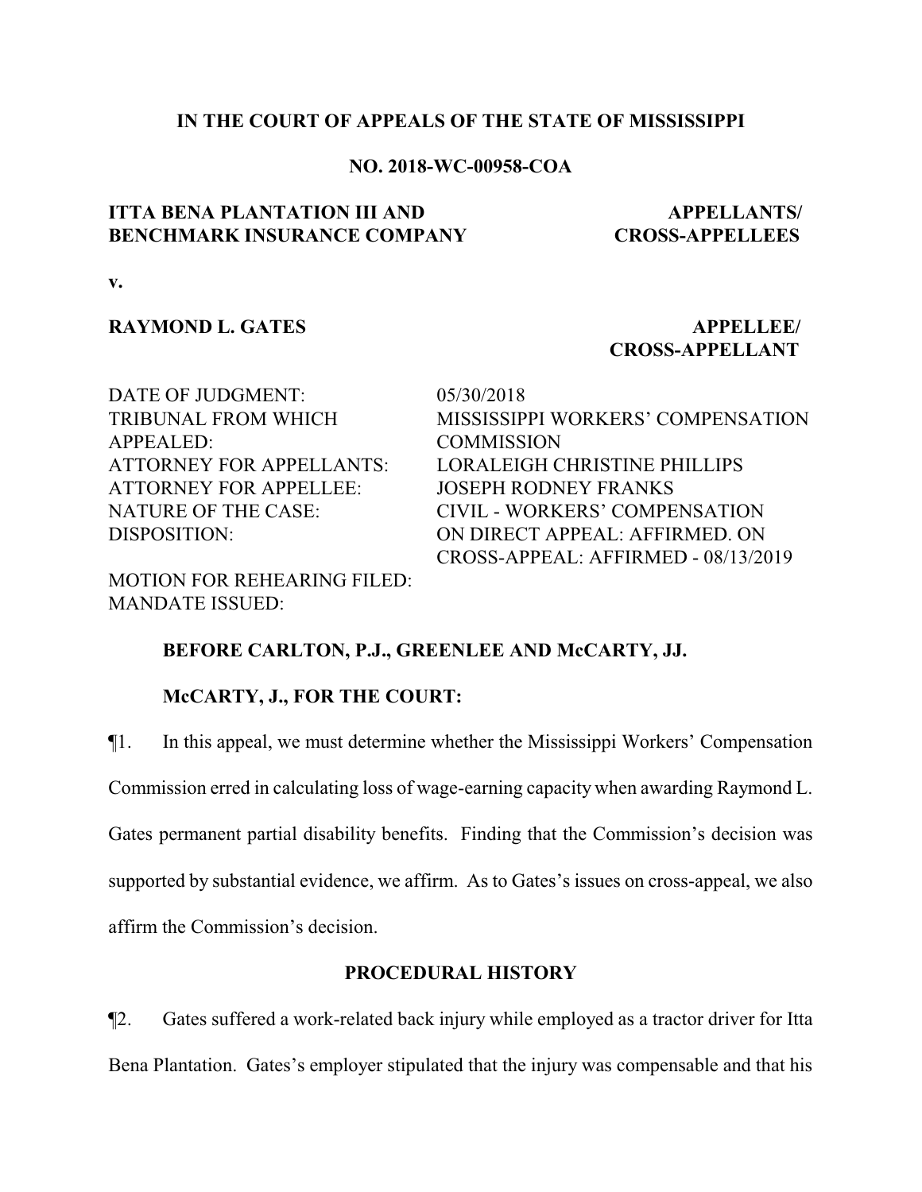**IN THE COURT OF APPEALS OF THE STATE OF MISSISSIPPI**

**NO. 2018-WC-00958-COA**

**ITTA BENA PLANTATION III AND BENCHMARK INSURANCE COMPANY** — **APPELLANTS/ CROSS-APPELLEES**

**v.**

**RAYMOND L. GATES** — **APPELLEE/ CROSS-APPELLANT**

| | |
|---|---|
| DATE OF JUDGMENT: | 05/30/2018 |
| TRIBUNAL FROM WHICH APPEALED: | MISSISSIPPI WORKERS' COMPENSATION COMMISSION |
| ATTORNEY FOR APPELLANTS: | LORALEIGH CHRISTINE PHILLIPS |
| ATTORNEY FOR APPELLEE: | JOSEPH RODNEY FRANKS |
| NATURE OF THE CASE: | CIVIL - WORKERS' COMPENSATION |
| DISPOSITION: | ON DIRECT APPEAL: AFFIRMED. ON CROSS-APPEAL: AFFIRMED - 08/13/2019 |
| MOTION FOR REHEARING FILED: | |
| MANDATE ISSUED: | |

**BEFORE CARLTON, P.J., GREENLEE AND McCARTY, JJ.**

**McCARTY, J., FOR THE COURT:**

¶1. In this appeal, we must determine whether the Mississippi Workers' Compensation Commission erred in calculating loss of wage-earning capacity when awarding Raymond L. Gates permanent partial disability benefits. Finding that the Commission's decision was supported by substantial evidence, we affirm. As to Gates's issues on cross-appeal, we also affirm the Commission's decision.

## PROCEDURAL HISTORY

¶2. Gates suffered a work-related back injury while employed as a tractor driver for Itta Bena Plantation. Gates's employer stipulated that the injury was compensable and that his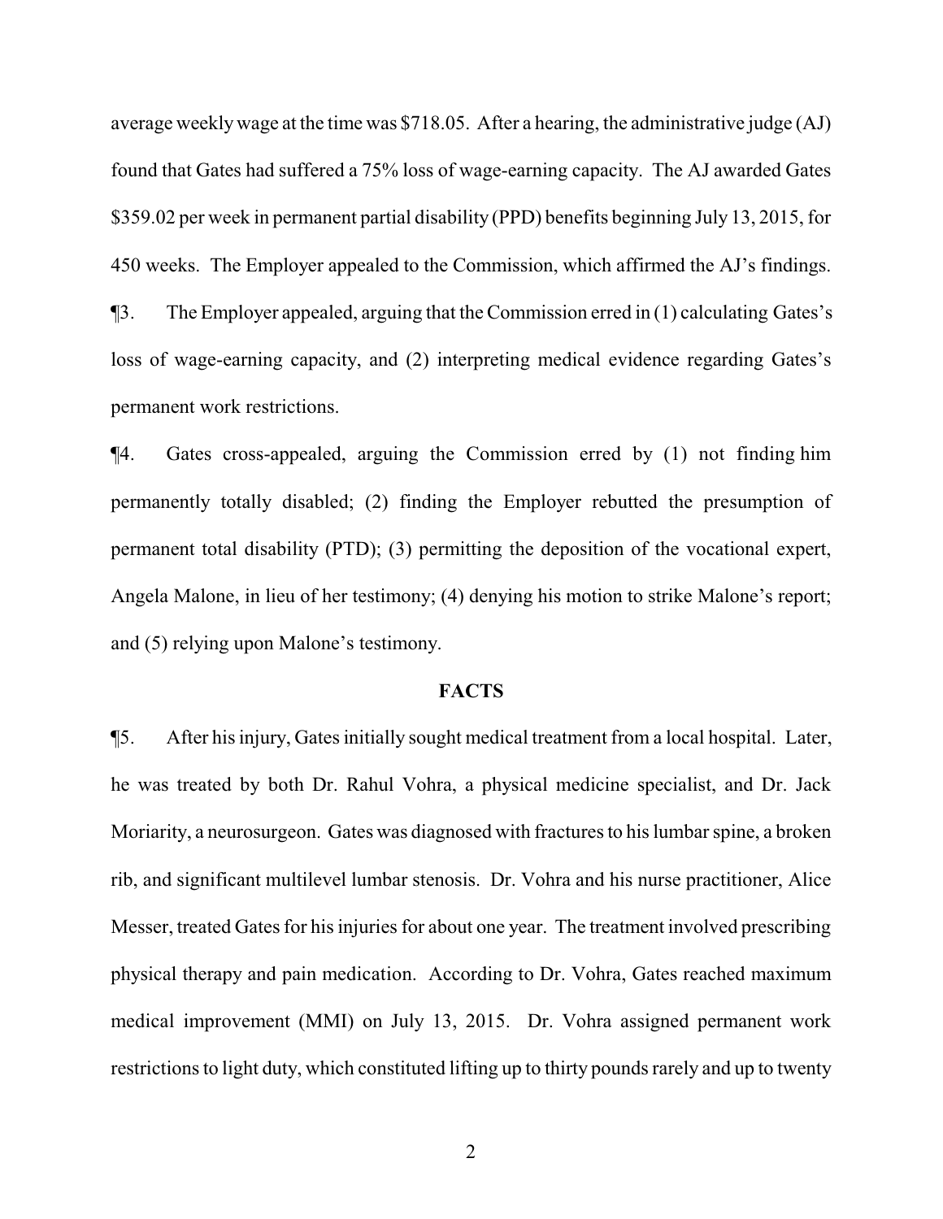average weekly wage at the time was $718.05. After a hearing, the administrative judge (AJ) found that Gates had suffered a 75% loss of wage-earning capacity. The AJ awarded Gates $359.02 per week in permanent partial disability (PPD) benefits beginning July 13, 2015, for 450 weeks. The Employer appealed to the Commission, which affirmed the AJ's findings.

¶3. The Employer appealed, arguing that the Commission erred in (1) calculating Gates's loss of wage-earning capacity, and (2) interpreting medical evidence regarding Gates's permanent work restrictions.

¶4. Gates cross-appealed, arguing the Commission erred by (1) not finding him permanently totally disabled; (2) finding the Employer rebutted the presumption of permanent total disability (PTD); (3) permitting the deposition of the vocational expert, Angela Malone, in lieu of her testimony; (4) denying his motion to strike Malone's report; and (5) relying upon Malone's testimony.

## FACTS

¶5. After his injury, Gates initially sought medical treatment from a local hospital. Later, he was treated by both Dr. Rahul Vohra, a physical medicine specialist, and Dr. Jack Moriarity, a neurosurgeon. Gates was diagnosed with fractures to his lumbar spine, a broken rib, and significant multilevel lumbar stenosis. Dr. Vohra and his nurse practitioner, Alice Messer, treated Gates for his injuries for about one year. The treatment involved prescribing physical therapy and pain medication. According to Dr. Vohra, Gates reached maximum medical improvement (MMI) on July 13, 2015. Dr. Vohra assigned permanent work restrictions to light duty, which constituted lifting up to thirty pounds rarely and up to twenty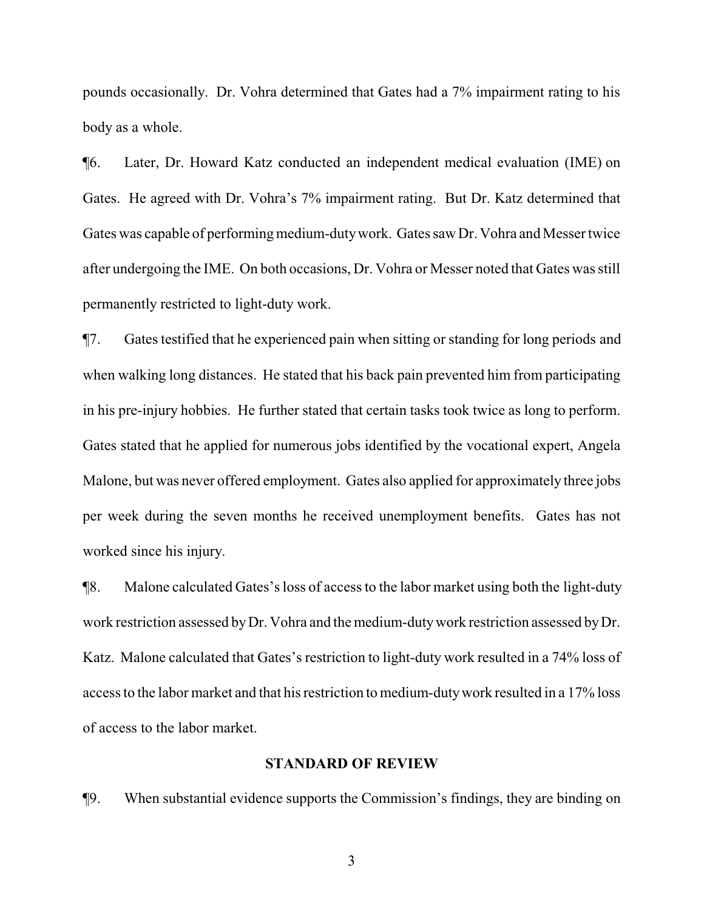pounds occasionally. Dr. Vohra determined that Gates had a 7% impairment rating to his body as a whole.

¶6. Later, Dr. Howard Katz conducted an independent medical evaluation (IME) on Gates. He agreed with Dr. Vohra's 7% impairment rating. But Dr. Katz determined that Gates was capable of performing medium-duty work. Gates saw Dr. Vohra and Messer twice after undergoing the IME. On both occasions, Dr. Vohra or Messer noted that Gates was still permanently restricted to light-duty work.

¶7. Gates testified that he experienced pain when sitting or standing for long periods and when walking long distances. He stated that his back pain prevented him from participating in his pre-injury hobbies. He further stated that certain tasks took twice as long to perform. Gates stated that he applied for numerous jobs identified by the vocational expert, Angela Malone, but was never offered employment. Gates also applied for approximately three jobs per week during the seven months he received unemployment benefits. Gates has not worked since his injury.

¶8. Malone calculated Gates's loss of access to the labor market using both the light-duty work restriction assessed by Dr. Vohra and the medium-duty work restriction assessed by Dr. Katz. Malone calculated that Gates's restriction to light-duty work resulted in a 74% loss of access to the labor market and that his restriction to medium-duty work resulted in a 17% loss of access to the labor market.

## STANDARD OF REVIEW

¶9. When substantial evidence supports the Commission's findings, they are binding on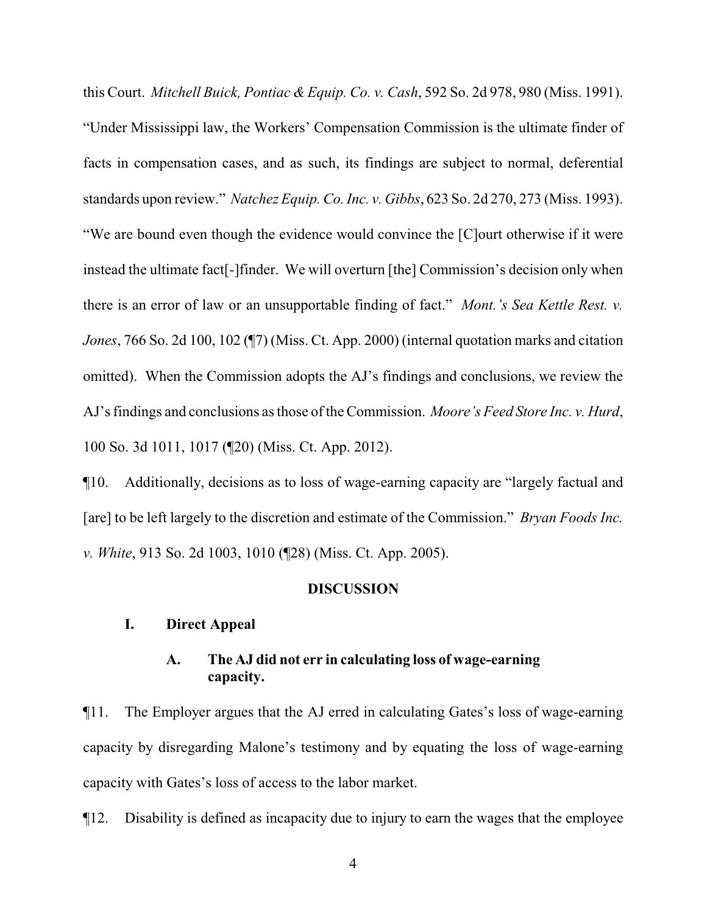this Court. *Mitchell Buick, Pontiac & Equip. Co. v. Cash*, 592 So. 2d 978, 980 (Miss. 1991). "Under Mississippi law, the Workers' Compensation Commission is the ultimate finder of facts in compensation cases, and as such, its findings are subject to normal, deferential standards upon review." *Natchez Equip. Co. Inc. v. Gibbs*, 623 So. 2d 270, 273 (Miss. 1993). "We are bound even though the evidence would convince the [C]ourt otherwise if it were instead the ultimate fact[-]finder. We will overturn [the] Commission's decision only when there is an error of law or an unsupportable finding of fact." *Mont.'s Sea Kettle Rest. v. Jones*, 766 So. 2d 100, 102 (¶7) (Miss. Ct. App. 2000) (internal quotation marks and citation omitted). When the Commission adopts the AJ's findings and conclusions, we review the AJ's findings and conclusions as those of the Commission. *Moore's Feed Store Inc. v. Hurd*, 100 So. 3d 1011, 1017 (¶20) (Miss. Ct. App. 2012).

¶10. Additionally, decisions as to loss of wage-earning capacity are "largely factual and [are] to be left largely to the discretion and estimate of the Commission." *Bryan Foods Inc. v. White*, 913 So. 2d 1003, 1010 (¶28) (Miss. Ct. App. 2005).

## DISCUSSION

### I. Direct Appeal

#### A. The AJ did not err in calculating loss of wage-earning capacity.

¶11. The Employer argues that the AJ erred in calculating Gates's loss of wage-earning capacity by disregarding Malone's testimony and by equating the loss of wage-earning capacity with Gates's loss of access to the labor market.

¶12. Disability is defined as incapacity due to injury to earn the wages that the employee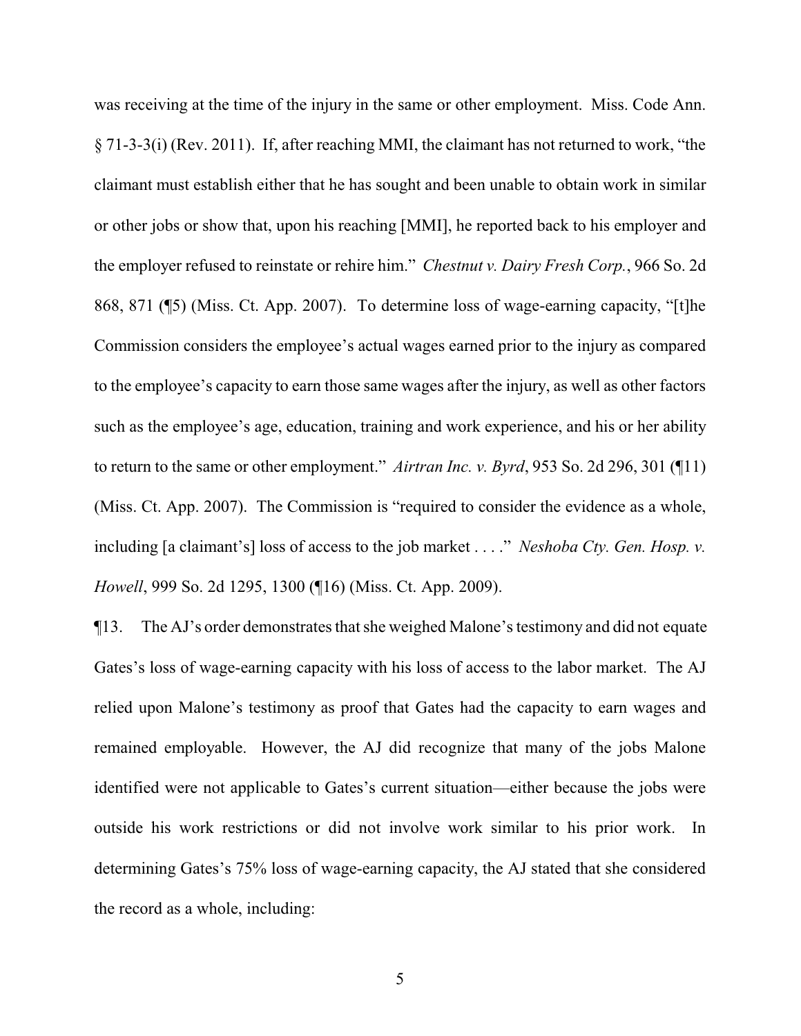was receiving at the time of the injury in the same or other employment. Miss. Code Ann. § 71-3-3(i) (Rev. 2011). If, after reaching MMI, the claimant has not returned to work, "the claimant must establish either that he has sought and been unable to obtain work in similar or other jobs or show that, upon his reaching [MMI], he reported back to his employer and the employer refused to reinstate or rehire him." *Chestnut v. Dairy Fresh Corp.*, 966 So. 2d 868, 871 (¶5) (Miss. Ct. App. 2007). To determine loss of wage-earning capacity, "[t]he Commission considers the employee's actual wages earned prior to the injury as compared to the employee's capacity to earn those same wages after the injury, as well as other factors such as the employee's age, education, training and work experience, and his or her ability to return to the same or other employment." *Airtran Inc. v. Byrd*, 953 So. 2d 296, 301 (¶11) (Miss. Ct. App. 2007). The Commission is "required to consider the evidence as a whole, including [a claimant's] loss of access to the job market . . . ." *Neshoba Cty. Gen. Hosp. v. Howell*, 999 So. 2d 1295, 1300 (¶16) (Miss. Ct. App. 2009).

¶13. The AJ's order demonstrates that she weighed Malone's testimony and did not equate Gates's loss of wage-earning capacity with his loss of access to the labor market. The AJ relied upon Malone's testimony as proof that Gates had the capacity to earn wages and remained employable. However, the AJ did recognize that many of the jobs Malone identified were not applicable to Gates's current situation—either because the jobs were outside his work restrictions or did not involve work similar to his prior work. In determining Gates's 75% loss of wage-earning capacity, the AJ stated that she considered the record as a whole, including: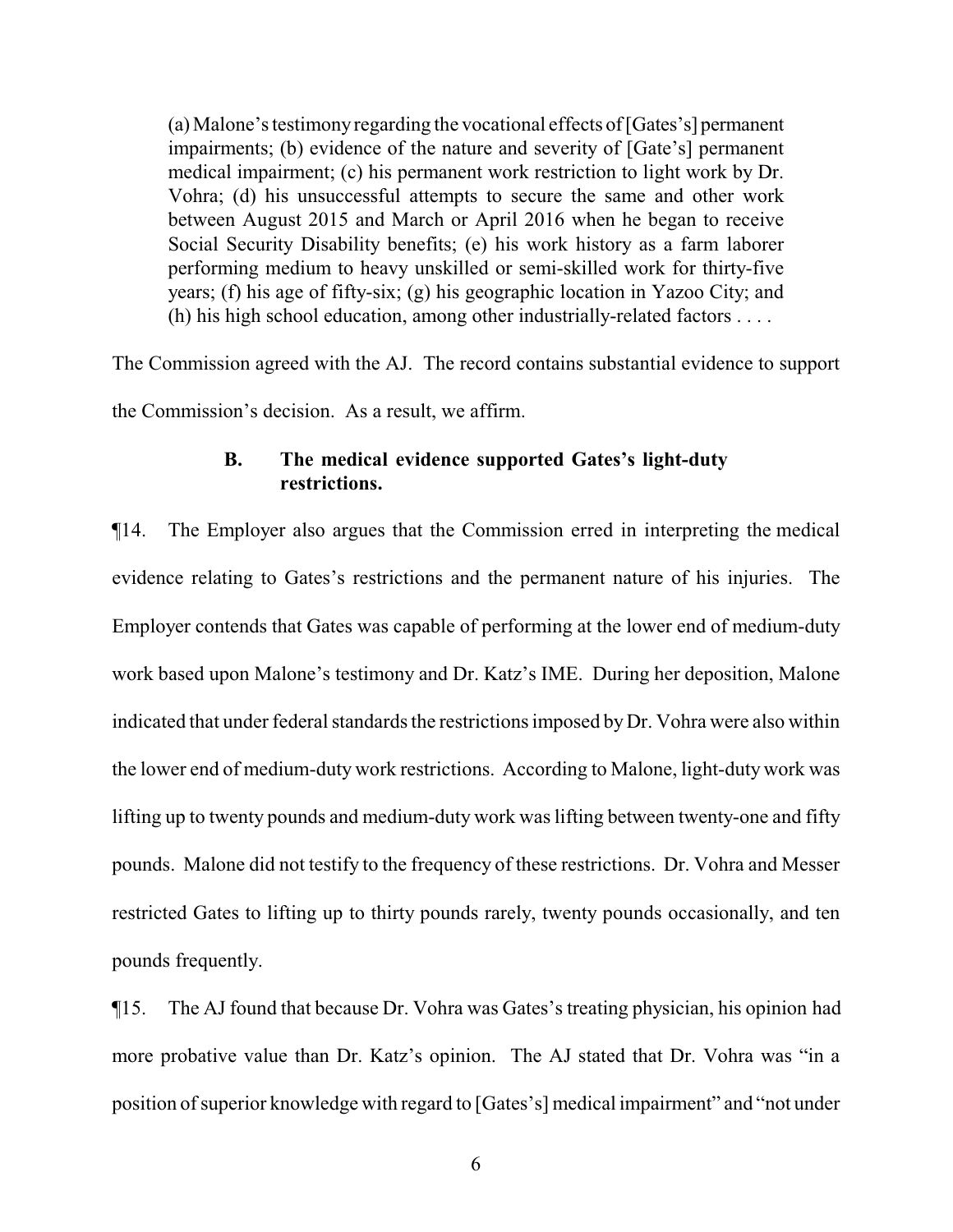> (a) Malone's testimony regarding the vocational effects of [Gates's] permanent impairments; (b) evidence of the nature and severity of [Gate's] permanent medical impairment; (c) his permanent work restriction to light work by Dr. Vohra; (d) his unsuccessful attempts to secure the same and other work between August 2015 and March or April 2016 when he began to receive Social Security Disability benefits; (e) his work history as a farm laborer performing medium to heavy unskilled or semi-skilled work for thirty-five years; (f) his age of fifty-six; (g) his geographic location in Yazoo City; and (h) his high school education, among other industrially-related factors . . . .

The Commission agreed with the AJ. The record contains substantial evidence to support the Commission's decision. As a result, we affirm.

### B. The medical evidence supported Gates's light-duty restrictions.

¶14. The Employer also argues that the Commission erred in interpreting the medical evidence relating to Gates's restrictions and the permanent nature of his injuries. The Employer contends that Gates was capable of performing at the lower end of medium-duty work based upon Malone's testimony and Dr. Katz's IME. During her deposition, Malone indicated that under federal standards the restrictions imposed by Dr. Vohra were also within the lower end of medium-duty work restrictions. According to Malone, light-duty work was lifting up to twenty pounds and medium-duty work was lifting between twenty-one and fifty pounds. Malone did not testify to the frequency of these restrictions. Dr. Vohra and Messer restricted Gates to lifting up to thirty pounds rarely, twenty pounds occasionally, and ten pounds frequently.

¶15. The AJ found that because Dr. Vohra was Gates's treating physician, his opinion had more probative value than Dr. Katz's opinion. The AJ stated that Dr. Vohra was "in a position of superior knowledge with regard to [Gates's] medical impairment" and "not under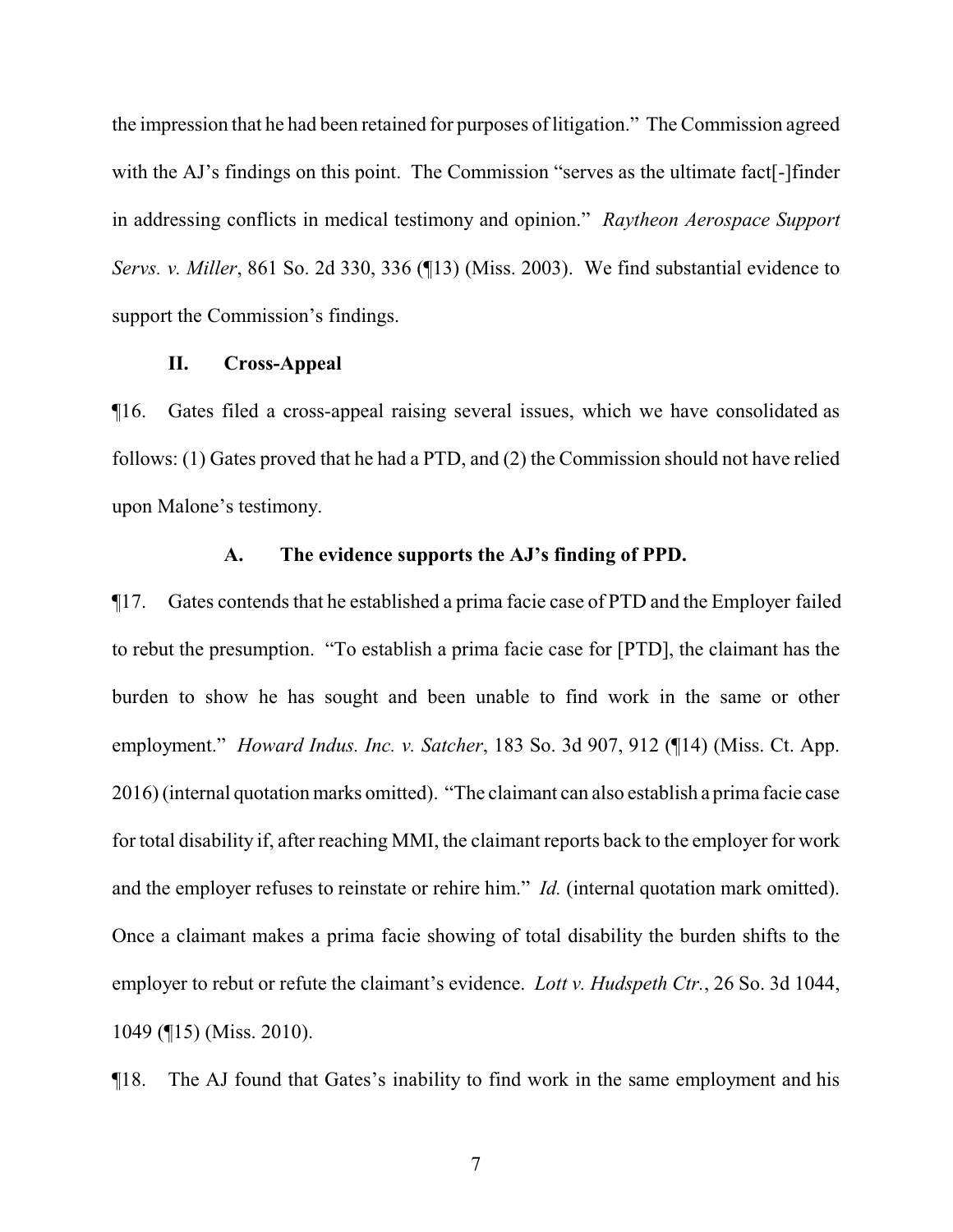the impression that he had been retained for purposes of litigation." The Commission agreed with the AJ's findings on this point. The Commission "serves as the ultimate fact[-]finder in addressing conflicts in medical testimony and opinion." *Raytheon Aerospace Support Servs. v. Miller*, 861 So. 2d 330, 336 (¶13) (Miss. 2003). We find substantial evidence to support the Commission's findings.

### II. Cross-Appeal

¶16. Gates filed a cross-appeal raising several issues, which we have consolidated as follows: (1) Gates proved that he had a PTD, and (2) the Commission should not have relied upon Malone's testimony.

#### A. The evidence supports the AJ's finding of PPD.

¶17. Gates contends that he established a prima facie case of PTD and the Employer failed to rebut the presumption. "To establish a prima facie case for [PTD], the claimant has the burden to show he has sought and been unable to find work in the same or other employment." *Howard Indus. Inc. v. Satcher*, 183 So. 3d 907, 912 (¶14) (Miss. Ct. App. 2016) (internal quotation marks omitted). "The claimant can also establish a prima facie case for total disability if, after reaching MMI, the claimant reports back to the employer for work and the employer refuses to reinstate or rehire him." *Id.* (internal quotation mark omitted). Once a claimant makes a prima facie showing of total disability the burden shifts to the employer to rebut or refute the claimant's evidence. *Lott v. Hudspeth Ctr.*, 26 So. 3d 1044, 1049 (¶15) (Miss. 2010).

¶18. The AJ found that Gates's inability to find work in the same employment and his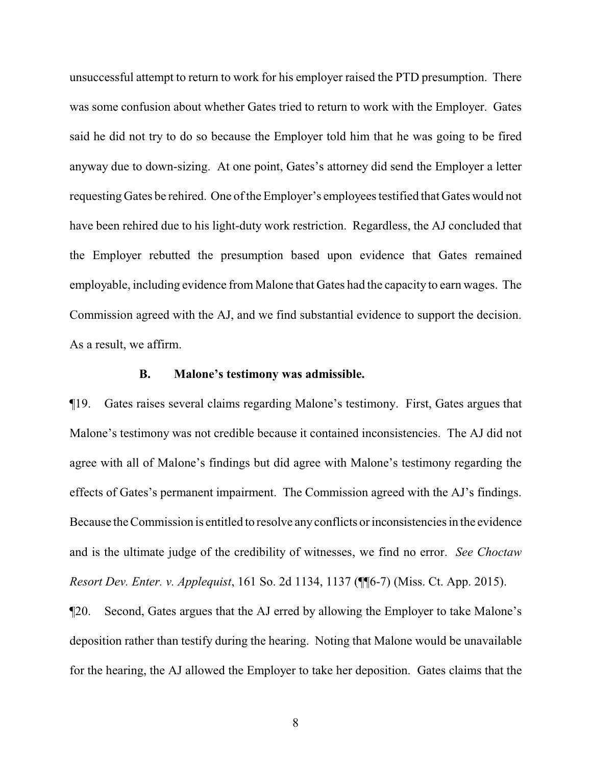unsuccessful attempt to return to work for his employer raised the PTD presumption. There was some confusion about whether Gates tried to return to work with the Employer. Gates said he did not try to do so because the Employer told him that he was going to be fired anyway due to down-sizing. At one point, Gates's attorney did send the Employer a letter requesting Gates be rehired. One of the Employer's employees testified that Gates would not have been rehired due to his light-duty work restriction. Regardless, the AJ concluded that the Employer rebutted the presumption based upon evidence that Gates remained employable, including evidence from Malone that Gates had the capacity to earn wages. The Commission agreed with the AJ, and we find substantial evidence to support the decision. As a result, we affirm.

### B. Malone's testimony was admissible.

¶19. Gates raises several claims regarding Malone's testimony. First, Gates argues that Malone's testimony was not credible because it contained inconsistencies. The AJ did not agree with all of Malone's findings but did agree with Malone's testimony regarding the effects of Gates's permanent impairment. The Commission agreed with the AJ's findings. Because the Commission is entitled to resolve any conflicts or inconsistencies in the evidence and is the ultimate judge of the credibility of witnesses, we find no error. *See Choctaw Resort Dev. Enter. v. Applequist*, 161 So. 2d 1134, 1137 (¶¶6-7) (Miss. Ct. App. 2015).

¶20. Second, Gates argues that the AJ erred by allowing the Employer to take Malone's deposition rather than testify during the hearing. Noting that Malone would be unavailable for the hearing, the AJ allowed the Employer to take her deposition. Gates claims that the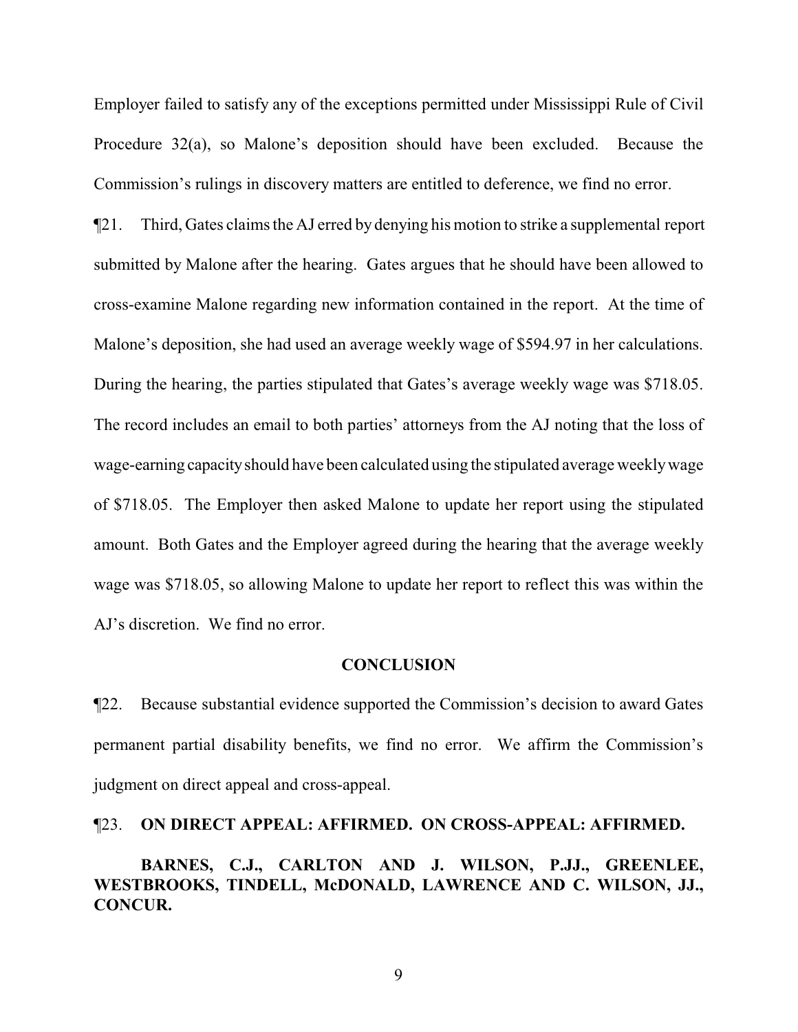Employer failed to satisfy any of the exceptions permitted under Mississippi Rule of Civil Procedure 32(a), so Malone's deposition should have been excluded. Because the Commission's rulings in discovery matters are entitled to deference, we find no error.

¶21. Third, Gates claims the AJ erred by denying his motion to strike a supplemental report submitted by Malone after the hearing. Gates argues that he should have been allowed to cross-examine Malone regarding new information contained in the report. At the time of Malone's deposition, she had used an average weekly wage of $594.97 in her calculations. During the hearing, the parties stipulated that Gates's average weekly wage was $718.05. The record includes an email to both parties' attorneys from the AJ noting that the loss of wage-earning capacity should have been calculated using the stipulated average weekly wage of $718.05. The Employer then asked Malone to update her report using the stipulated amount. Both Gates and the Employer agreed during the hearing that the average weekly wage was $718.05, so allowing Malone to update her report to reflect this was within the AJ's discretion. We find no error.

## CONCLUSION

¶22. Because substantial evidence supported the Commission's decision to award Gates permanent partial disability benefits, we find no error. We affirm the Commission's judgment on direct appeal and cross-appeal.

¶23. **ON DIRECT APPEAL: AFFIRMED. ON CROSS-APPEAL: AFFIRMED.**

**BARNES, C.J., CARLTON AND J. WILSON, P.JJ., GREENLEE, WESTBROOKS, TINDELL, McDONALD, LAWRENCE AND C. WILSON, JJ., CONCUR.**